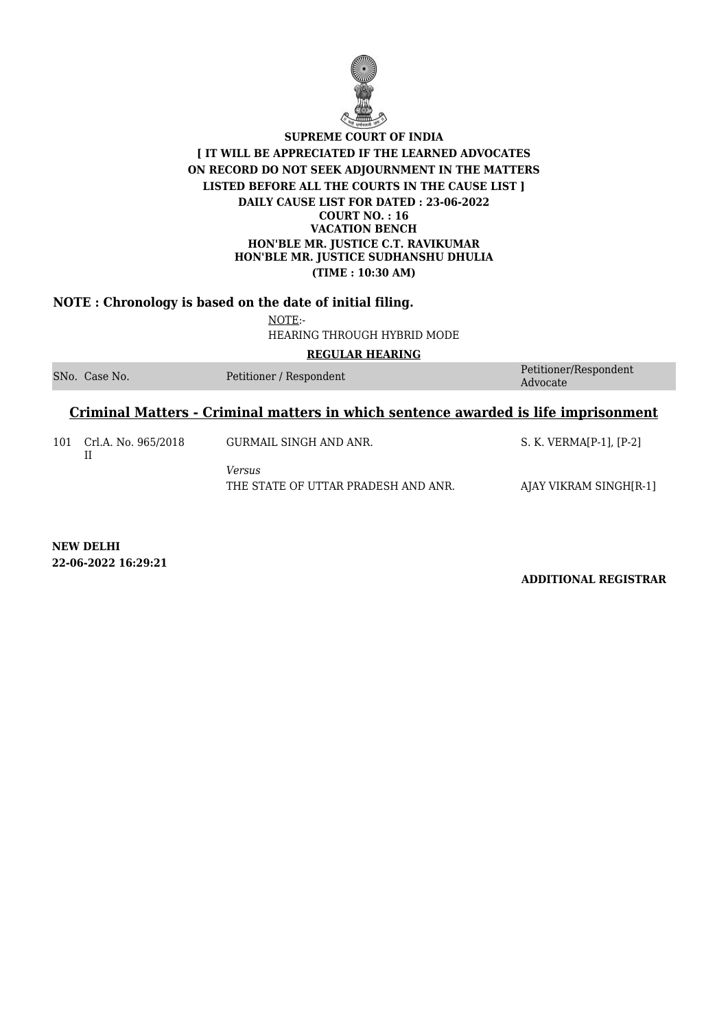**SUPREME COURT OF INDIA**
**[ IT WILL BE APPRECIATED IF THE LEARNED ADVOCATES ON RECORD DO NOT SEEK ADJOURNMENT IN THE MATTERS LISTED BEFORE ALL THE COURTS IN THE CAUSE LIST ]**
**DAILY CAUSE LIST FOR DATED : 23-06-2022**
**COURT NO. : 16**
**VACATION BENCH**
**HON'BLE MR. JUSTICE C.T. RAVIKUMAR**
**HON'BLE MR. JUSTICE SUDHANSHU DHULIA**
**(TIME : 10:30 AM)**

**NOTE : Chronology is based on the date of initial filing.**

NOTE:-
HEARING THROUGH HYBRID MODE

**REGULAR HEARING**

| SNo. | Case No. | Petitioner / Respondent | Petitioner/Respondent Advocate |
|---|---|---|---|

## Criminal Matters - Criminal matters in which sentence awarded is life imprisonment

| SNo. | Case No. | Petitioner / Respondent | Petitioner/Respondent Advocate |
|---|---|---|---|
| 101 | Crl.A. No. 965/2018 II | GURMAIL SINGH AND ANR. | S. K. VERMA[P-1], [P-2] |
| | | *Versus* | |
| | | THE STATE OF UTTAR PRADESH AND ANR. | AJAY VIKRAM SINGH[R-1] |

**NEW DELHI**
**22-06-2022 16:29:21**

**ADDITIONAL REGISTRAR**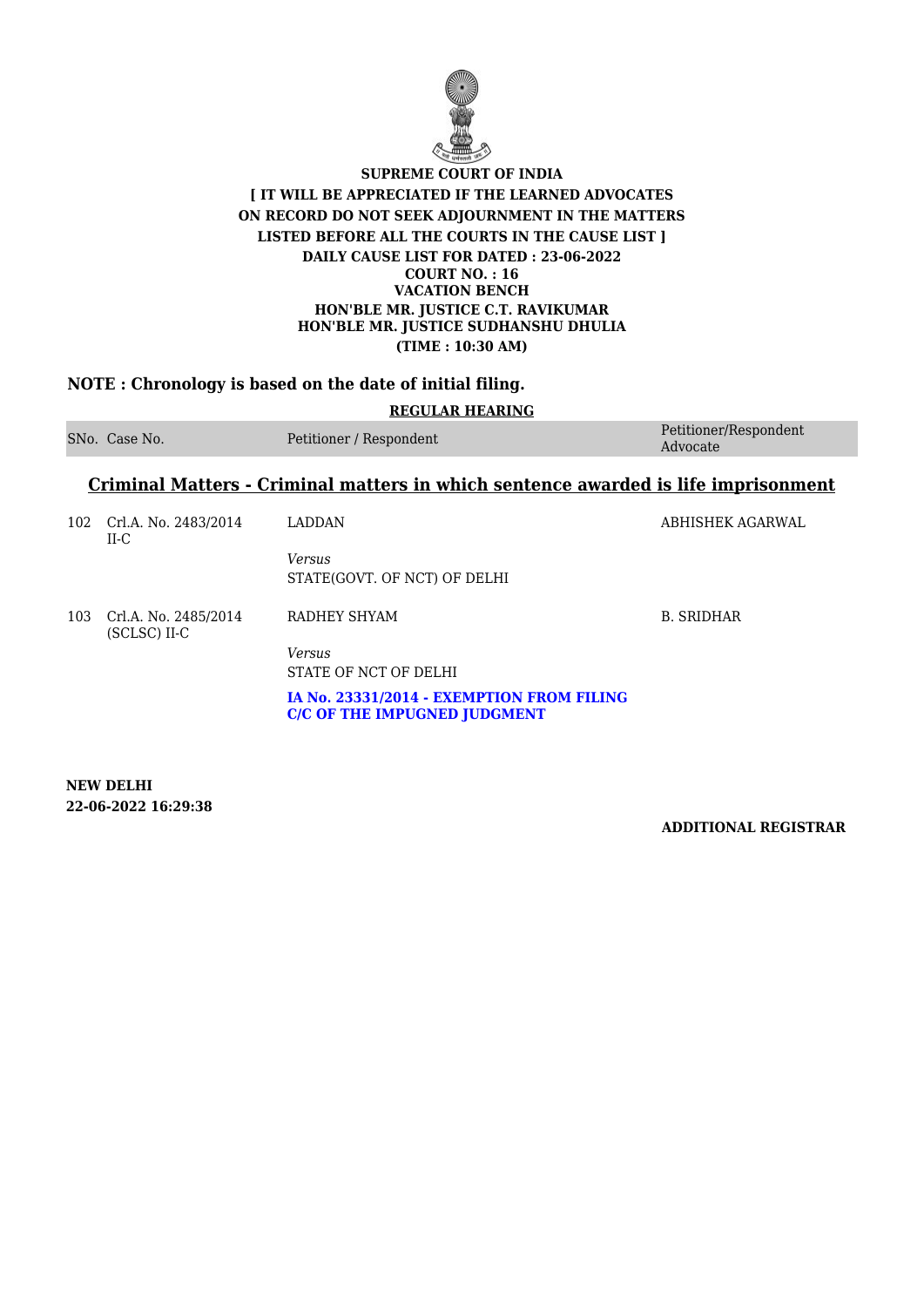**SUPREME COURT OF INDIA**
**[ IT WILL BE APPRECIATED IF THE LEARNED ADVOCATES ON RECORD DO NOT SEEK ADJOURNMENT IN THE MATTERS LISTED BEFORE ALL THE COURTS IN THE CAUSE LIST ]**
**DAILY CAUSE LIST FOR DATED : 23-06-2022**
**COURT NO. : 16**
**VACATION BENCH**
**HON'BLE MR. JUSTICE C.T. RAVIKUMAR**
**HON'BLE MR. JUSTICE SUDHANSHU DHULIA**
**(TIME : 10:30 AM)**

**NOTE : Chronology is based on the date of initial filing.**

**REGULAR HEARING**

| SNo. | Case No. | Petitioner / Respondent | Petitioner/Respondent Advocate |
|---|---|---|---|

## Criminal Matters - Criminal matters in which sentence awarded is life imprisonment

| SNo. | Case No. | Petitioner / Respondent | Petitioner/Respondent Advocate |
|---|---|---|---|
| 102 | Crl.A. No. 2483/2014 II-C | LADDAN<br>*Versus*<br>STATE(GOVT. OF NCT) OF DELHI | ABHISHEK AGARWAL |
| 103 | Crl.A. No. 2485/2014 (SCLSC) II-C | RADHEY SHYAM<br>*Versus*<br>STATE OF NCT OF DELHI<br>**IA No. 23331/2014 - EXEMPTION FROM FILING C/C OF THE IMPUGNED JUDGMENT** | B. SRIDHAR |

**NEW DELHI**
**22-06-2022 16:29:38**

**ADDITIONAL REGISTRAR**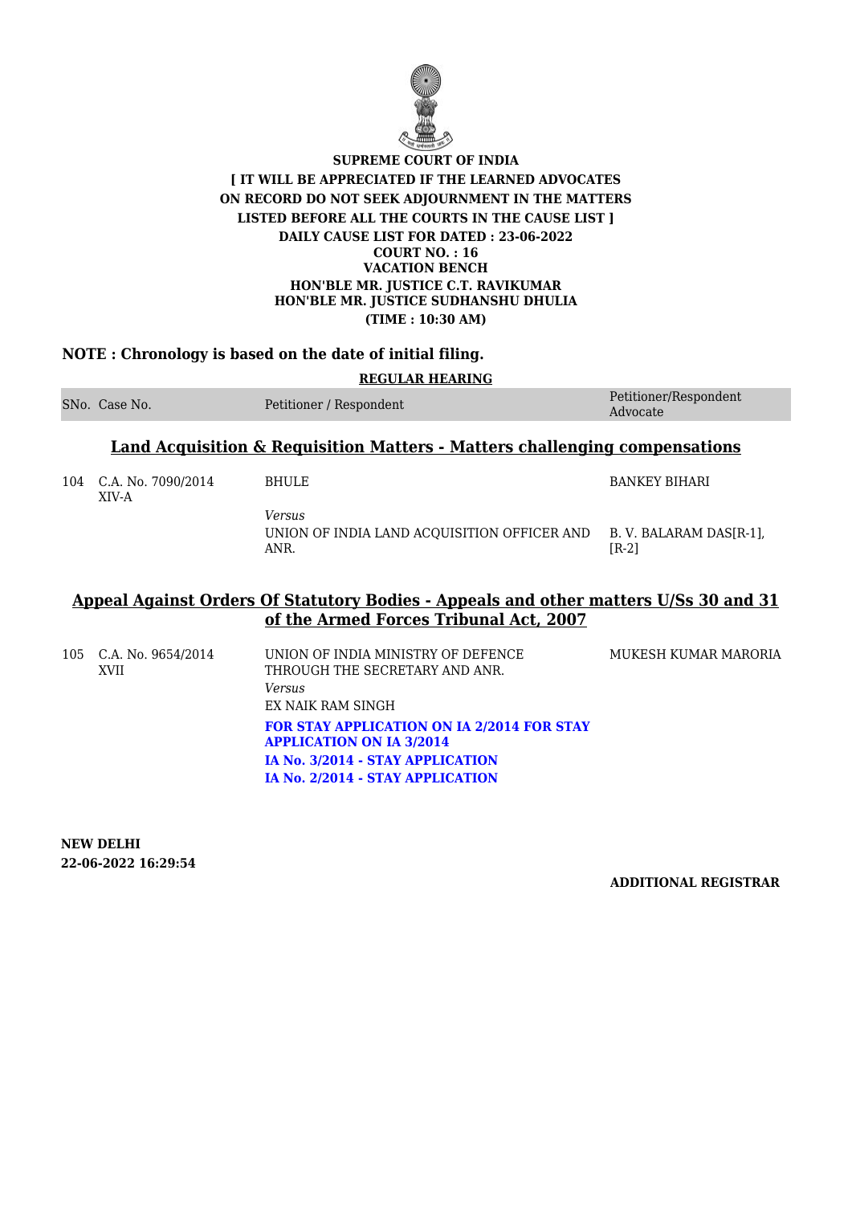**SUPREME COURT OF INDIA**
**[ IT WILL BE APPRECIATED IF THE LEARNED ADVOCATES ON RECORD DO NOT SEEK ADJOURNMENT IN THE MATTERS LISTED BEFORE ALL THE COURTS IN THE CAUSE LIST ]**
**DAILY CAUSE LIST FOR DATED : 23-06-2022**
**COURT NO. : 16**
**VACATION BENCH**
**HON'BLE MR. JUSTICE C.T. RAVIKUMAR**
**HON'BLE MR. JUSTICE SUDHANSHU DHULIA**
**(TIME : 10:30 AM)**

**NOTE : Chronology is based on the date of initial filing.**

**REGULAR HEARING**

| SNo. | Case No. | Petitioner / Respondent | Petitioner/Respondent Advocate |
|---|---|---|---|

## Land Acquisition & Requisition Matters - Matters challenging compensations

| SNo. | Case No. | Petitioner / Respondent | Petitioner/Respondent Advocate |
|---|---|---|---|
| 104 | C.A. No. 7090/2014 XIV-A | BHULE | BANKEY BIHARI |
| | | *Versus* | |
| | | UNION OF INDIA LAND ACQUISITION OFFICER AND ANR. | B. V. BALARAM DAS[R-1], [R-2] |

## Appeal Against Orders Of Statutory Bodies - Appeals and other matters U/Ss 30 and 31 of the Armed Forces Tribunal Act, 2007

| SNo. | Case No. | Petitioner / Respondent | Petitioner/Respondent Advocate |
|---|---|---|---|
| 105 | C.A. No. 9654/2014 XVII | UNION OF INDIA MINISTRY OF DEFENCE THROUGH THE SECRETARY AND ANR. | MUKESH KUMAR MARORIA |
| | | *Versus* | |
| | | EX NAIK RAM SINGH | |
| | | **FOR STAY APPLICATION ON IA 2/2014 FOR STAY APPLICATION ON IA 3/2014** | |
| | | **IA No. 3/2014 - STAY APPLICATION** | |
| | | **IA No. 2/2014 - STAY APPLICATION** | |

**NEW DELHI**
**22-06-2022 16:29:54**

**ADDITIONAL REGISTRAR**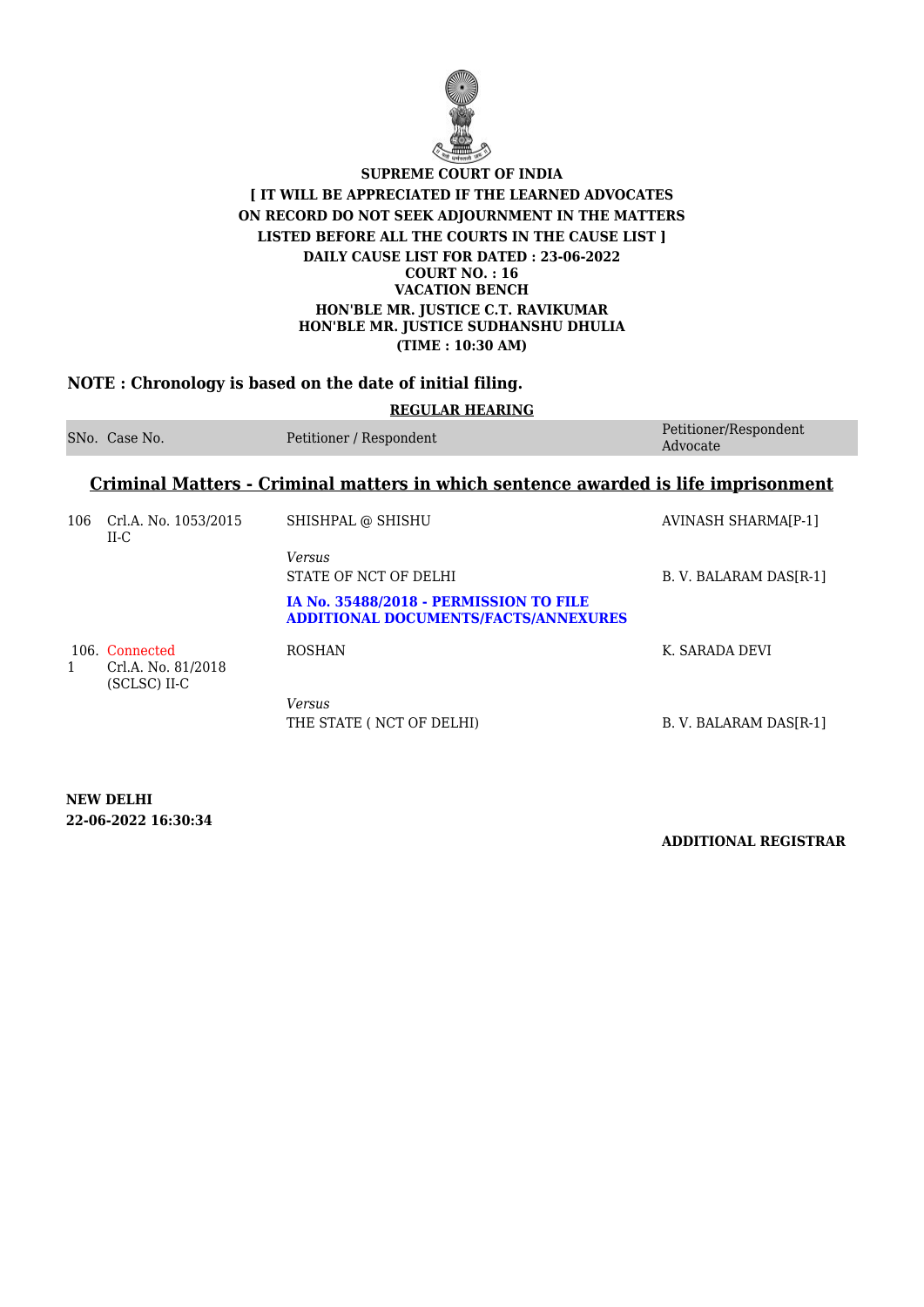**SUPREME COURT OF INDIA**
**[ IT WILL BE APPRECIATED IF THE LEARNED ADVOCATES ON RECORD DO NOT SEEK ADJOURNMENT IN THE MATTERS LISTED BEFORE ALL THE COURTS IN THE CAUSE LIST ]**
**DAILY CAUSE LIST FOR DATED : 23-06-2022**
**COURT NO. : 16**
**VACATION BENCH**
**HON'BLE MR. JUSTICE C.T. RAVIKUMAR**
**HON'BLE MR. JUSTICE SUDHANSHU DHULIA**
**(TIME : 10:30 AM)**

**NOTE : Chronology is based on the date of initial filing.**

**REGULAR HEARING**

## Criminal Matters - Criminal matters in which sentence awarded is life imprisonment

| SNo. | Case No. | Petitioner / Respondent | Petitioner/Respondent Advocate |
|---|---|---|---|
| 106 | Crl.A. No. 1053/2015 II-C | SHISHPAL @ SHISHU | AVINASH SHARMA[P-1] |
| | | *Versus* STATE OF NCT OF DELHI | B. V. BALARAM DAS[R-1] |
| | | **IA No. 35488/2018 - PERMISSION TO FILE ADDITIONAL DOCUMENTS/FACTS/ANNEXURES** | |
| 106.1 | Connected Crl.A. No. 81/2018 (SCLSC) II-C | ROSHAN | K. SARADA DEVI |
| | | *Versus* THE STATE ( NCT OF DELHI) | B. V. BALARAM DAS[R-1] |

**NEW DELHI**
**22-06-2022 16:30:34**

**ADDITIONAL REGISTRAR**